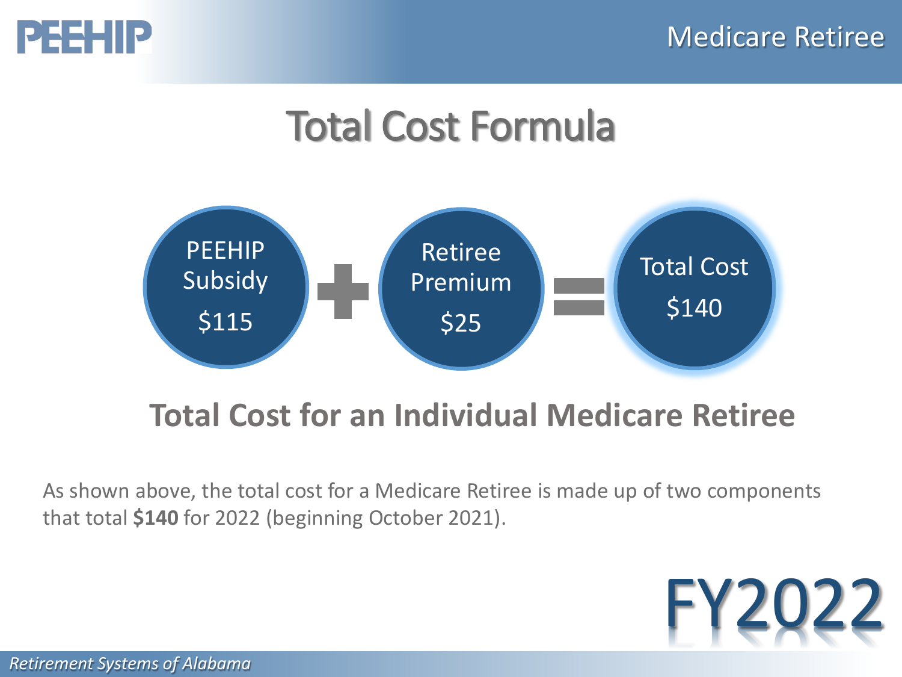PEEHIP

Medicare Retiree

# Total Cost Formula

PEEHIP Subsidy $115 + Retiree Premium $25 = Total Cost $140

## Total Cost for an Individual Medicare Retiree

As shown above, the total cost for a Medicare Retiree is made up of two components that total **$140** for 2022 (beginning October 2021).

FY2022

*Retirement Systems of Alabama*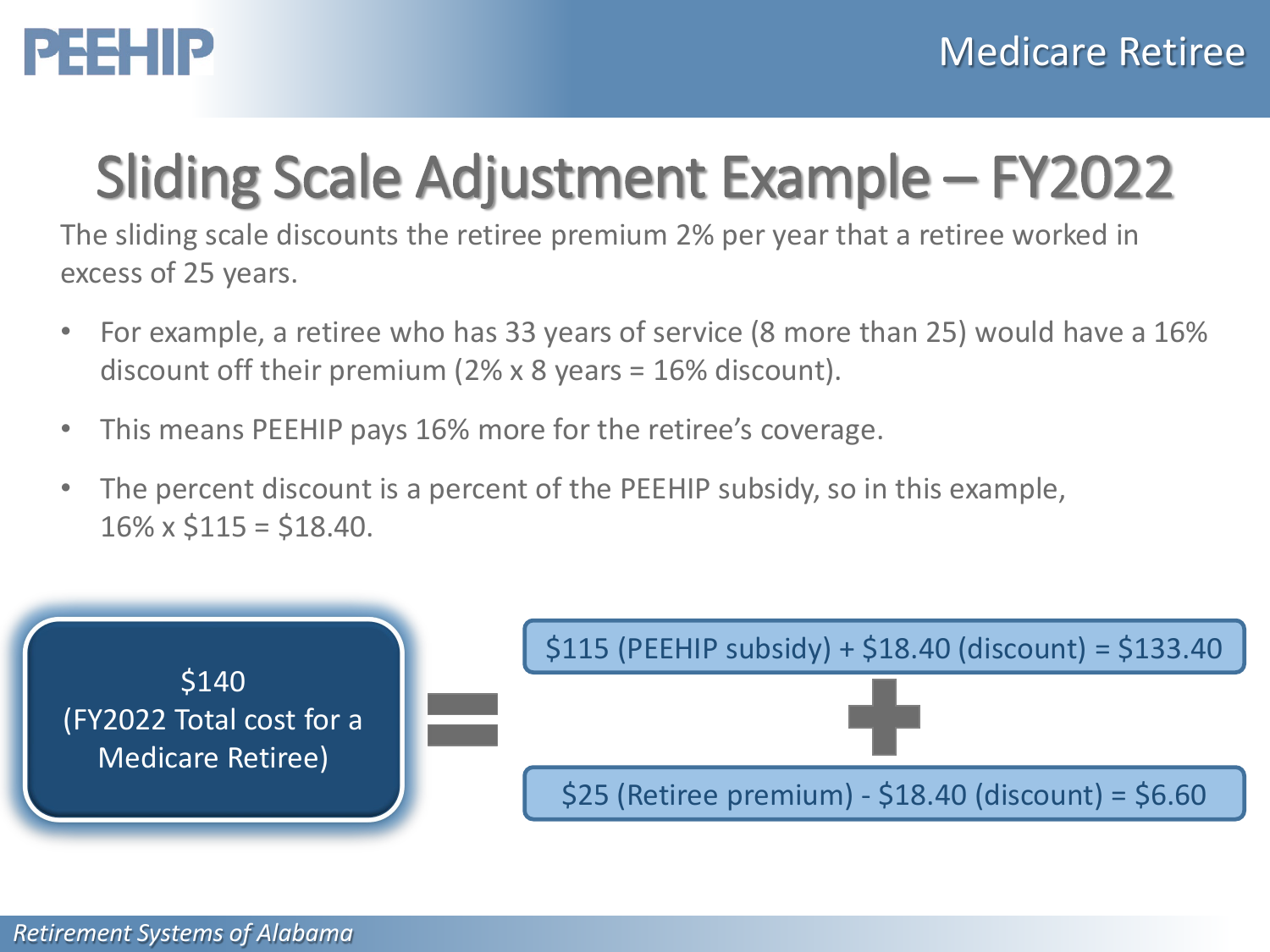# Sliding Scale Adjustment Example – FY2022

The sliding scale discounts the retiree premium 2% per year that a retiree worked in excess of 25 years.

- For example, a retiree who has 33 years of service (8 more than 25) would have a 16% discount off their premium (2% x 8 years = 16% discount).
- This means PEEHIP pays 16% more for the retiree's coverage.
- The percent discount is a percent of the PEEHIP subsidy, so in this example, 16% x $115 = $18.40.

$140 (FY2022 Total cost for a Medicare Retiree)

=

$115 (PEEHIP subsidy) + $18.40 (discount) = $133.40

+

$25 (Retiree premium) - $18.40 (discount) = $6.60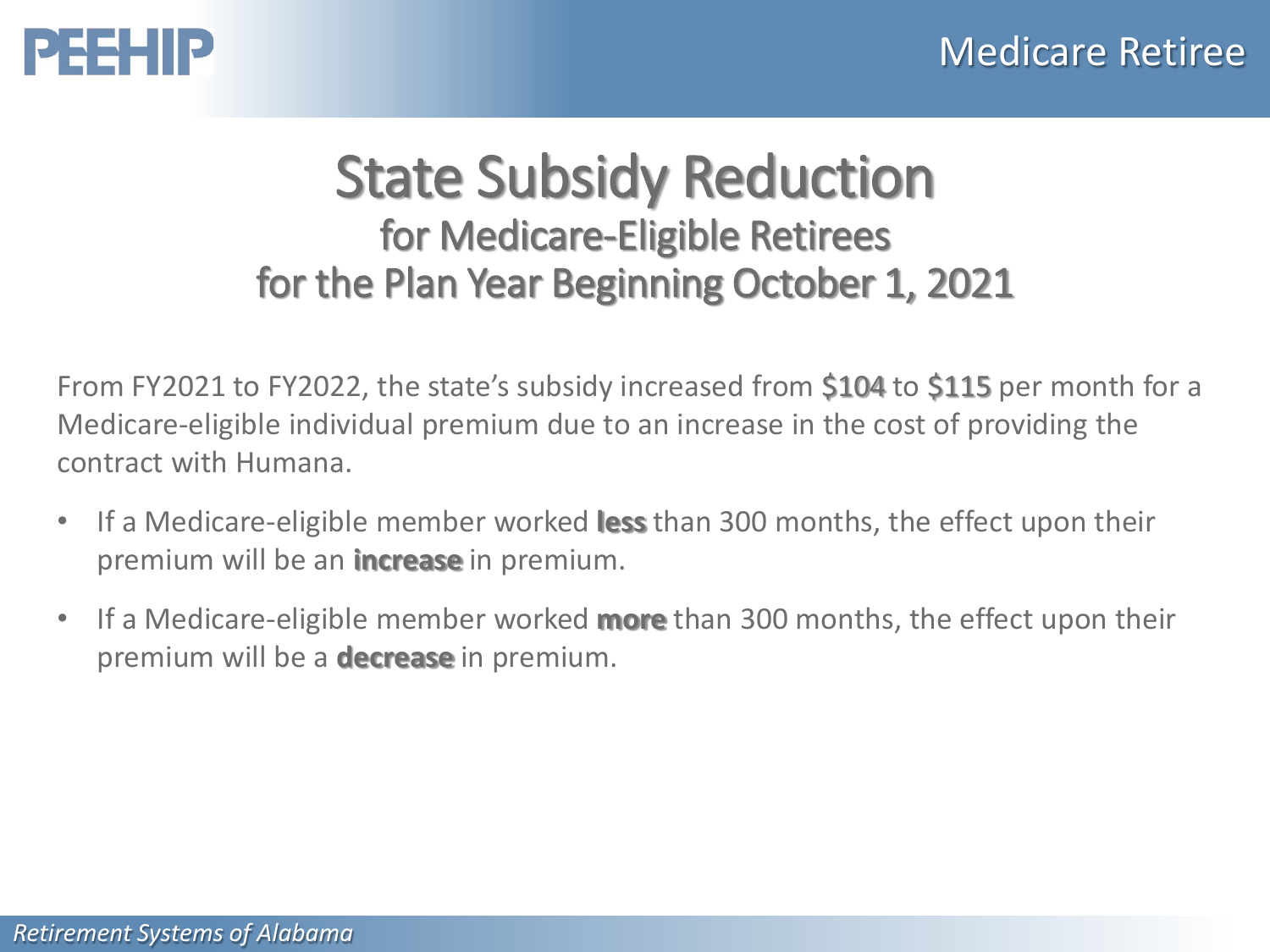# State Subsidy Reduction

## for Medicare-Eligible Retirees for the Plan Year Beginning October 1, 2021

From FY2021 to FY2022, the state's subsidy increased from **$104** to **$115** per month for a Medicare-eligible individual premium due to an increase in the cost of providing the contract with Humana.

- If a Medicare-eligible member worked **less** than 300 months, the effect upon their premium will be an **increase** in premium.
- If a Medicare-eligible member worked **more** than 300 months, the effect upon their premium will be a **decrease** in premium.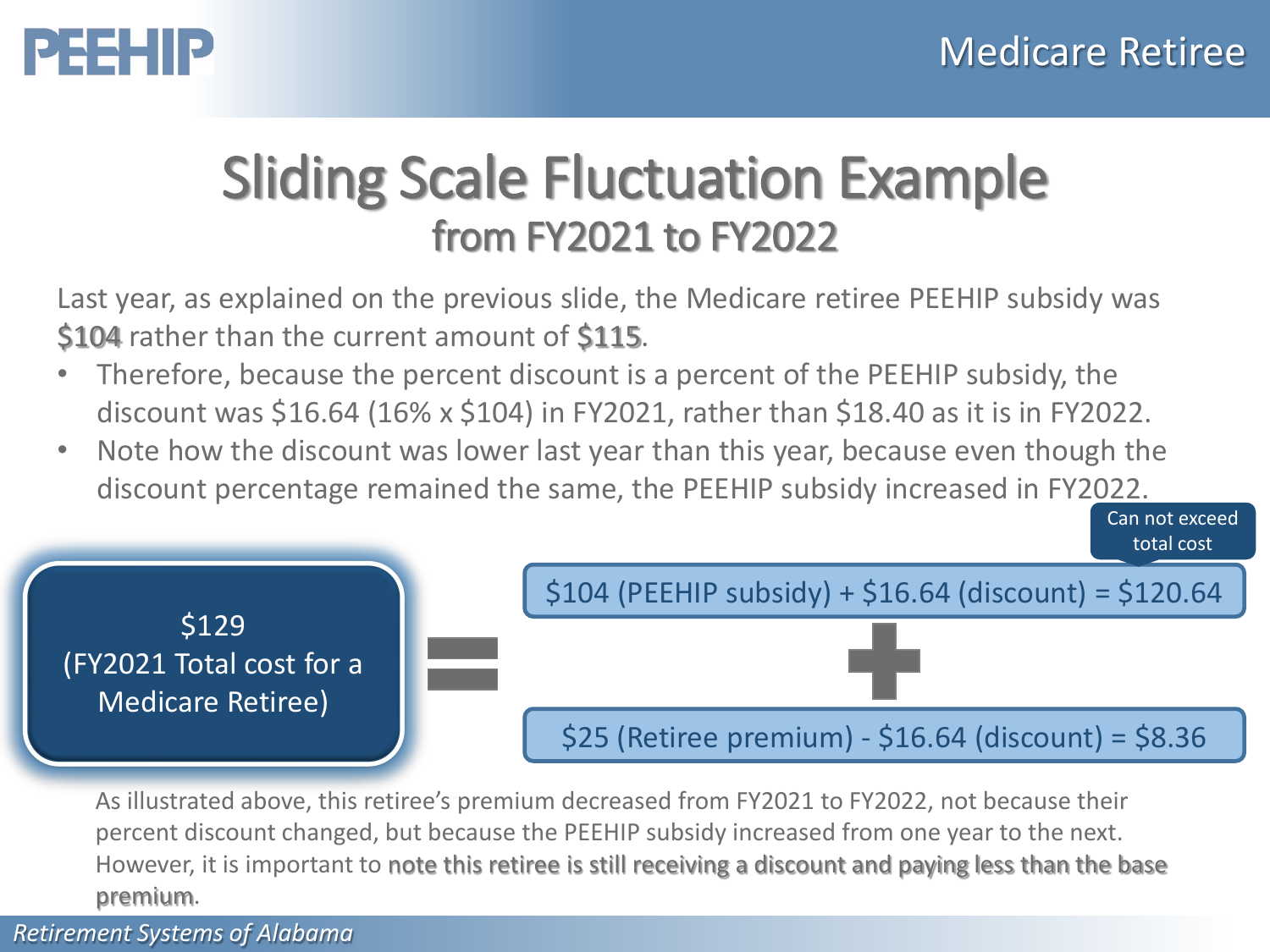# Sliding Scale Fluctuation Example

## from FY2021 to FY2022

Last year, as explained on the previous slide, the Medicare retiree PEEHIP subsidy was **$104** rather than the current amount of **$115**.

- Therefore, because the percent discount is a percent of the PEEHIP subsidy, the discount was $16.64 (16% x $104) in FY2021, rather than $18.40 as it is in FY2022.
- Note how the discount was lower last year than this year, because even though the discount percentage remained the same, the PEEHIP subsidy increased in FY2022.

$129 (FY2021 Total cost for a Medicare Retiree) =

Can not exceed total cost

$104 (PEEHIP subsidy) + $16.64 (discount) = $120.64

\+

$25 (Retiree premium) - $16.64 (discount) = $8.36

As illustrated above, this retiree's premium decreased from FY2021 to FY2022, not because their percent discount changed, but because the PEEHIP subsidy increased from one year to the next. However, it is important to **note this retiree is still receiving a discount and paying less than the base premium**.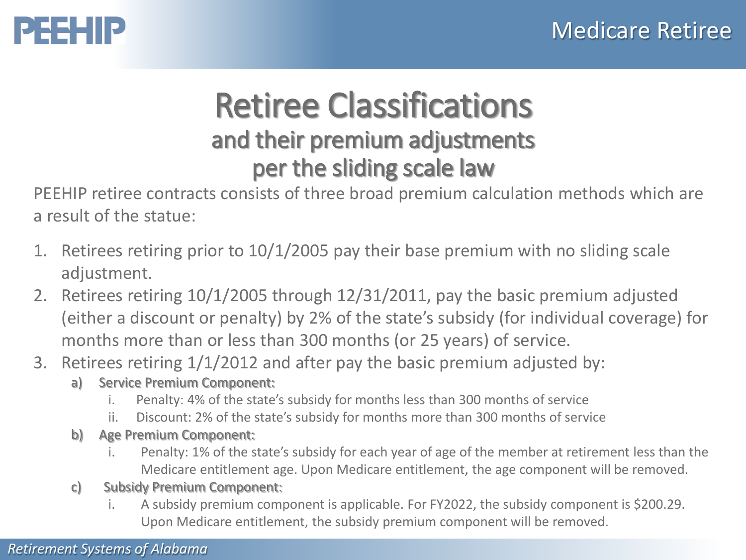# Retiree Classifications

## and their premium adjustments per the sliding scale law

PEEHIP retiree contracts consists of three broad premium calculation methods which are a result of the statue:

1. Retirees retiring prior to 10/1/2005 pay their base premium with no sliding scale adjustment.
2. Retirees retiring 10/1/2005 through 12/31/2011, pay the basic premium adjusted (either a discount or penalty) by 2% of the state's subsidy (for individual coverage) for months more than or less than 300 months (or 25 years) of service.
3. Retirees retiring 1/1/2012 and after pay the basic premium adjusted by:
   a) **Service Premium Component:**
      i. Penalty: 4% of the state's subsidy for months less than 300 months of service
      ii. Discount: 2% of the state's subsidy for months more than 300 months of service
   b) **Age Premium Component:**
      i. Penalty: 1% of the state's subsidy for each year of age of the member at retirement less than the Medicare entitlement age. Upon Medicare entitlement, the age component will be removed.
   c) **Subsidy Premium Component:**
      i. A subsidy premium component is applicable. For FY2022, the subsidy component is $200.29. Upon Medicare entitlement, the subsidy premium component will be removed.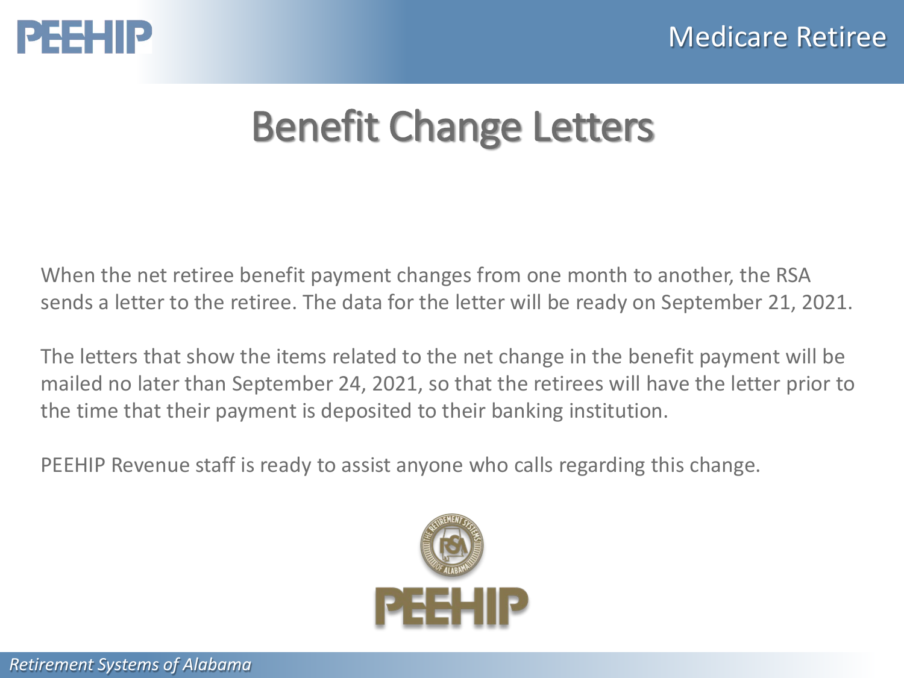# Benefit Change Letters

When the net retiree benefit payment changes from one month to another, the RSA sends a letter to the retiree. The data for the letter will be ready on September 21, 2021.

The letters that show the items related to the net change in the benefit payment will be mailed no later than September 24, 2021, so that the retirees will have the letter prior to the time that their payment is deposited to their banking institution.

PEEHIP Revenue staff is ready to assist anyone who calls regarding this change.